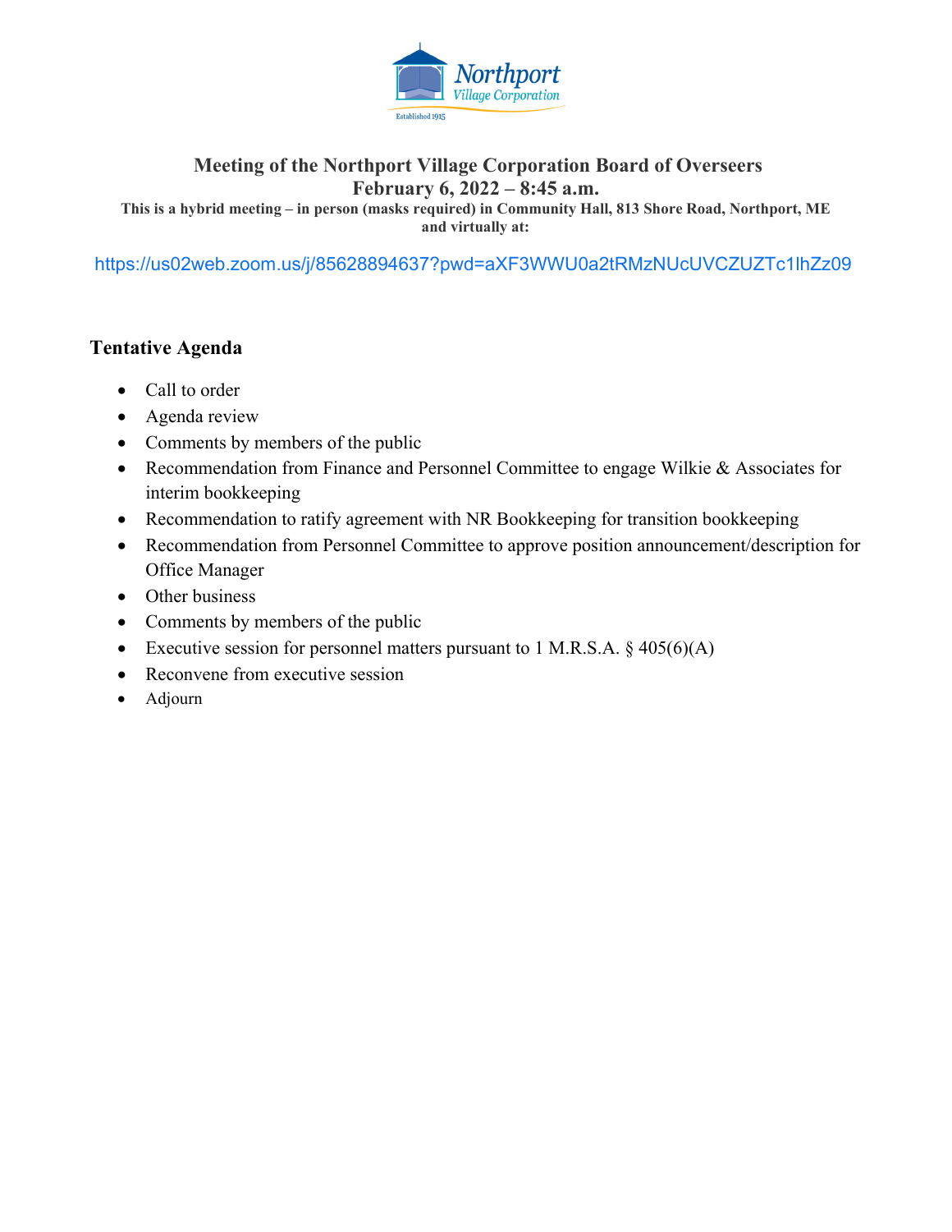Northport Village Corporation

Established 1915

# Meeting of the Northport Village Corporation Board of Overseers
## February 6, 2022 – 8:45 a.m.

**This is a hybrid meeting – in person (masks required) in Community Hall, 813 Shore Road, Northport, ME and virtually at:**

https://us02web.zoom.us/j/85628894637?pwd=aXF3WWU0a2tRMzNUcUVCZUZTc1lhZz09

### Tentative Agenda

- Call to order
- Agenda review
- Comments by members of the public
- Recommendation from Finance and Personnel Committee to engage Wilkie & Associates for interim bookkeeping
- Recommendation to ratify agreement with NR Bookkeeping for transition bookkeeping
- Recommendation from Personnel Committee to approve position announcement/description for Office Manager
- Other business
- Comments by members of the public
- Executive session for personnel matters pursuant to 1 M.R.S.A. § 405(6)(A)
- Reconvene from executive session
- Adjourn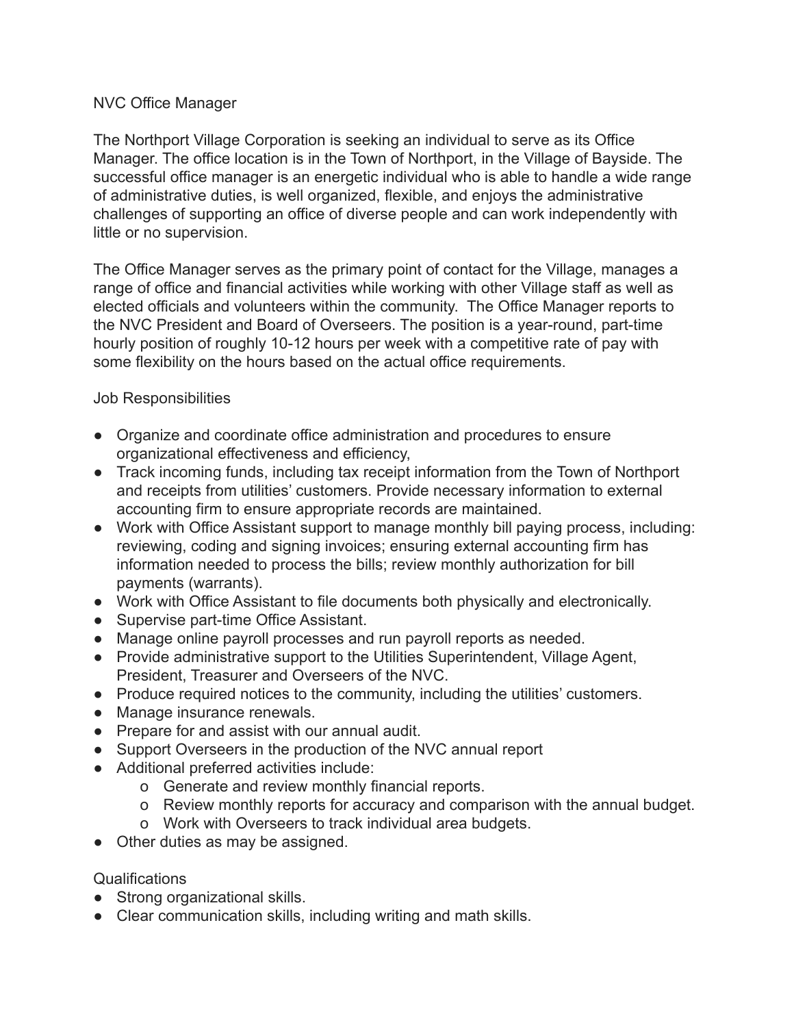NVC Office Manager

The Northport Village Corporation is seeking an individual to serve as its Office Manager. The office location is in the Town of Northport, in the Village of Bayside. The successful office manager is an energetic individual who is able to handle a wide range of administrative duties, is well organized, flexible, and enjoys the administrative challenges of supporting an office of diverse people and can work independently with little or no supervision.

The Office Manager serves as the primary point of contact for the Village, manages a range of office and financial activities while working with other Village staff as well as elected officials and volunteers within the community. The Office Manager reports to the NVC President and Board of Overseers. The position is a year-round, part-time hourly position of roughly 10-12 hours per week with a competitive rate of pay with some flexibility on the hours based on the actual office requirements.

Job Responsibilities

- Organize and coordinate office administration and procedures to ensure organizational effectiveness and efficiency,
- Track incoming funds, including tax receipt information from the Town of Northport and receipts from utilities' customers. Provide necessary information to external accounting firm to ensure appropriate records are maintained.
- Work with Office Assistant support to manage monthly bill paying process, including: reviewing, coding and signing invoices; ensuring external accounting firm has information needed to process the bills; review monthly authorization for bill payments (warrants).
- Work with Office Assistant to file documents both physically and electronically.
- Supervise part-time Office Assistant.
- Manage online payroll processes and run payroll reports as needed.
- Provide administrative support to the Utilities Superintendent, Village Agent, President, Treasurer and Overseers of the NVC.
- Produce required notices to the community, including the utilities' customers.
- Manage insurance renewals.
- Prepare for and assist with our annual audit.
- Support Overseers in the production of the NVC annual report
- Additional preferred activities include:
  - o Generate and review monthly financial reports.
  - o Review monthly reports for accuracy and comparison with the annual budget.
  - o Work with Overseers to track individual area budgets.
- Other duties as may be assigned.

Qualifications

- Strong organizational skills.
- Clear communication skills, including writing and math skills.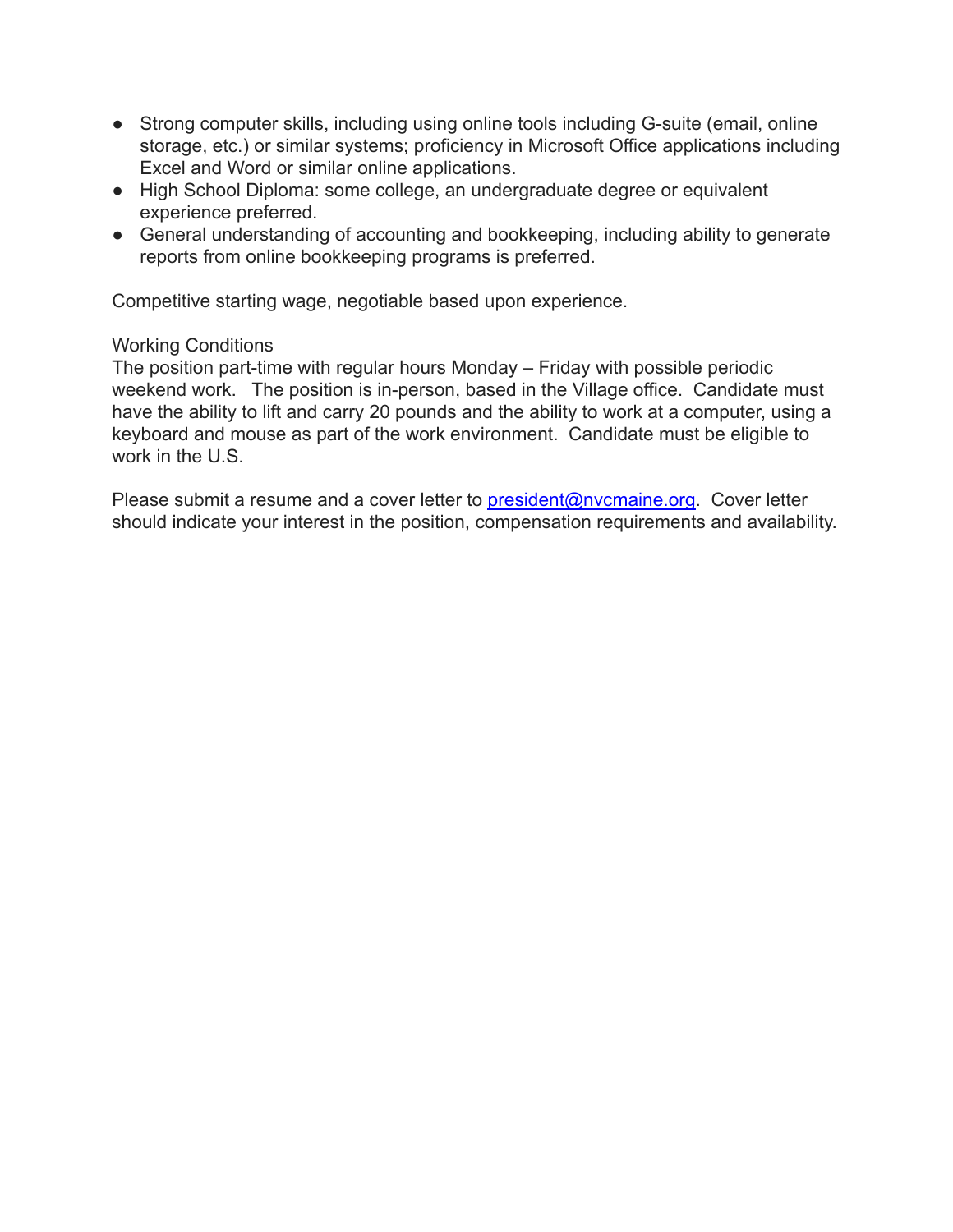- Strong computer skills, including using online tools including G-suite (email, online storage, etc.) or similar systems; proficiency in Microsoft Office applications including Excel and Word or similar online applications.
- High School Diploma: some college, an undergraduate degree or equivalent experience preferred.
- General understanding of accounting and bookkeeping, including ability to generate reports from online bookkeeping programs is preferred.

Competitive starting wage, negotiable based upon experience.

Working Conditions

The position part-time with regular hours Monday – Friday with possible periodic weekend work. The position is in-person, based in the Village office. Candidate must have the ability to lift and carry 20 pounds and the ability to work at a computer, using a keyboard and mouse as part of the work environment. Candidate must be eligible to work in the U.S.

Please submit a resume and a cover letter to president@nvcmaine.org. Cover letter should indicate your interest in the position, compensation requirements and availability.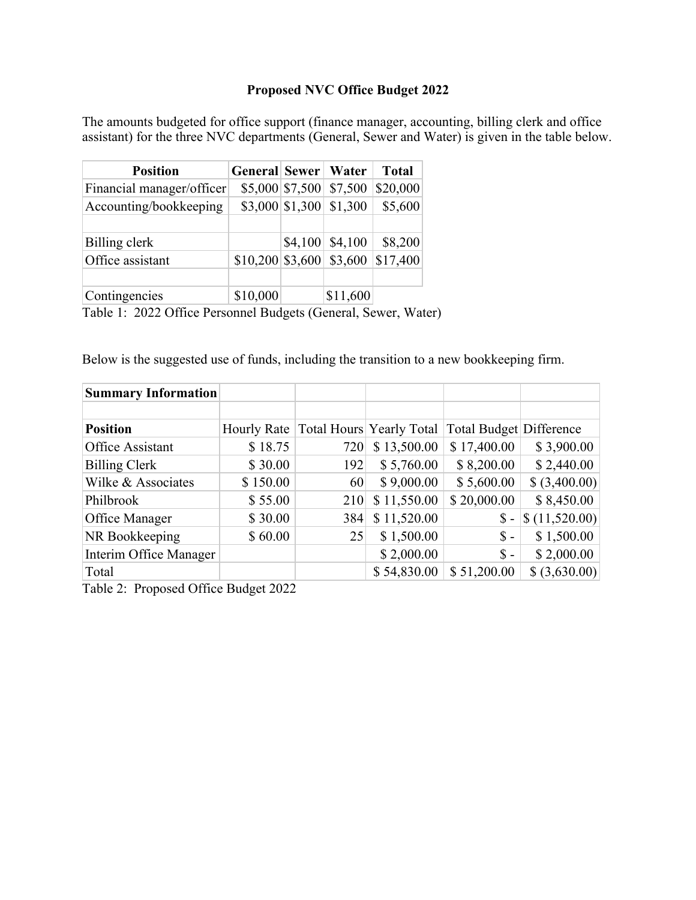**Proposed NVC Office Budget 2022**

The amounts budgeted for office support (finance manager, accounting, billing clerk and office assistant) for the three NVC departments (General, Sewer and Water) is given in the table below.

| Position | General | Sewer | Water | Total |
|---|---|---|---|---|
| Financial manager/officer | $5,000 | $7,500 | $7,500 | $20,000 |
| Accounting/bookkeeping | $3,000 | $1,300 | $1,300 | $5,600 |
| | | | | |
| Billing clerk | | $4,100 | $4,100 | $8,200 |
| Office assistant | $10,200 | $3,600 | $3,600 | $17,400 |
| | | | | |
| Contingencies | $10,000 | | $11,600 | |

Table 1: 2022 Office Personnel Budgets (General, Sewer, Water)

Below is the suggested use of funds, including the transition to a new bookkeeping firm.

| **Summary Information** | | | | | |
|---|---|---|---|---|---|
| | | | | | |
| **Position** | Hourly Rate | Total Hours | Yearly Total | Total Budget | Difference |
| Office Assistant | $ 18.75 | 720 | $ 13,500.00 | $ 17,400.00 | $ 3,900.00 |
| Billing Clerk | $ 30.00 | 192 | $ 5,760.00 | $ 8,200.00 | $ 2,440.00 |
| Wilke & Associates | $ 150.00 | 60 | $ 9,000.00 | $ 5,600.00 | $ (3,400.00) |
| Philbrook | $ 55.00 | 210 | $ 11,550.00 | $ 20,000.00 | $ 8,450.00 |
| Office Manager | $ 30.00 | 384 | $ 11,520.00 | $ - | $ (11,520.00) |
| NR Bookkeeping | $ 60.00 | 25 | $ 1,500.00 | $ - | $ 1,500.00 |
| Interim Office Manager | | | $ 2,000.00 | $ - | $ 2,000.00 |
| Total | | | $ 54,830.00 | $ 51,200.00 | $ (3,630.00) |

Table 2: Proposed Office Budget 2022